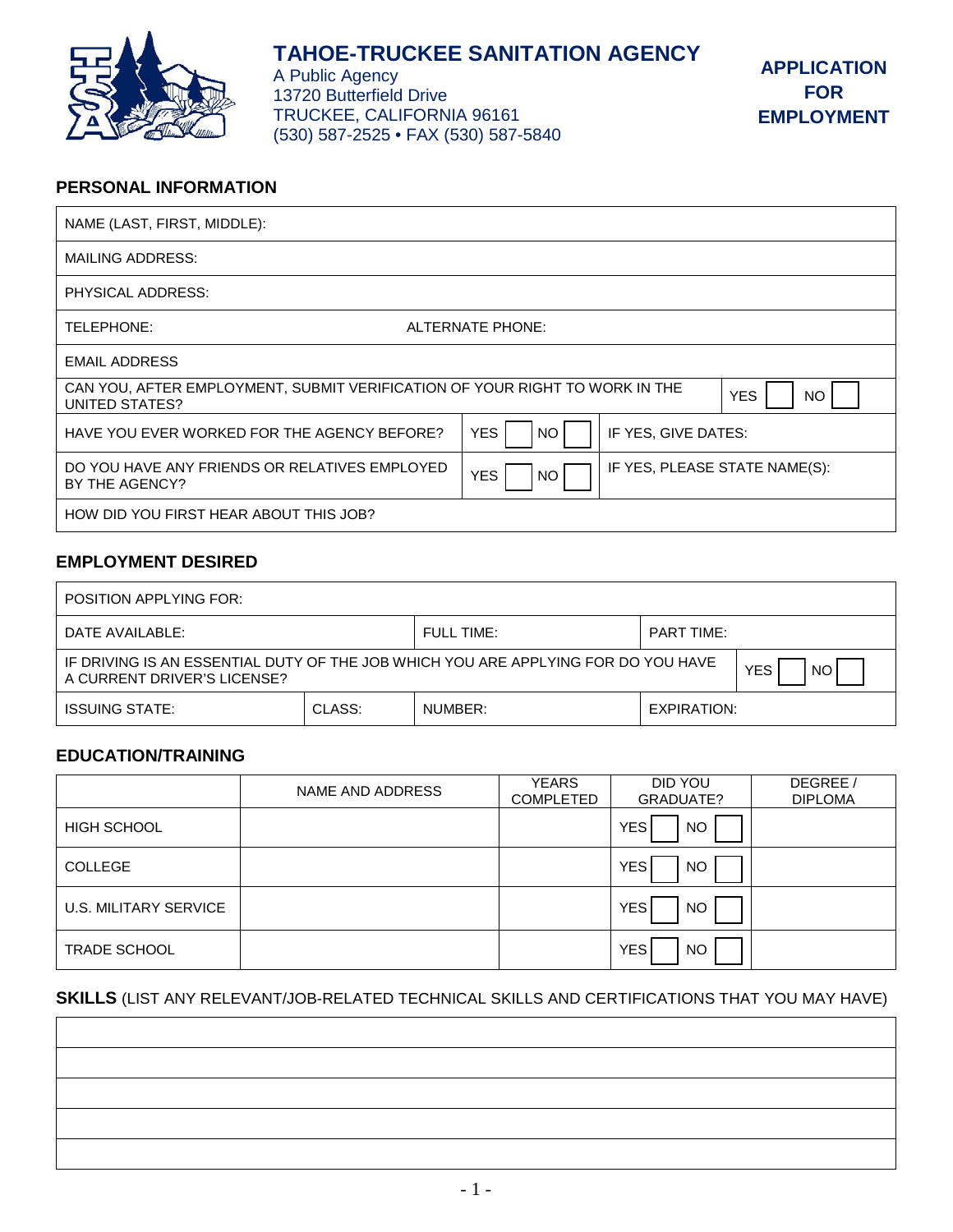# TAHOE-TRUCKEE SANITATION AGENCY

A Public Agency
13720 Butterfield Drive
TRUCKEE, CALIFORNIA 96161
(530) 587-2525 • FAX (530) 587-5840

**APPLICATION FOR EMPLOYMENT**

## PERSONAL INFORMATION

| | | |
|---|---|---|
| NAME (LAST, FIRST, MIDDLE): | | |
| MAILING ADDRESS: | | |
| PHYSICAL ADDRESS: | | |
| TELEPHONE: | ALTERNATE PHONE: | |
| EMAIL ADDRESS | | |
| CAN YOU, AFTER EMPLOYMENT, SUBMIT VERIFICATION OF YOUR RIGHT TO WORK IN THE UNITED STATES? | | YES ☐ NO ☐ |
| HAVE YOU EVER WORKED FOR THE AGENCY BEFORE? | YES ☐ NO ☐ | IF YES, GIVE DATES: |
| DO YOU HAVE ANY FRIENDS OR RELATIVES EMPLOYED BY THE AGENCY? | YES ☐ NO ☐ | IF YES, PLEASE STATE NAME(S): |
| HOW DID YOU FIRST HEAR ABOUT THIS JOB? | | |

## EMPLOYMENT DESIRED

| | | | |
|---|---|---|---|
| POSITION APPLYING FOR: | | | |
| DATE AVAILABLE: | | FULL TIME: | PART TIME: |
| IF DRIVING IS AN ESSENTIAL DUTY OF THE JOB WHICH YOU ARE APPLYING FOR DO YOU HAVE A CURRENT DRIVER'S LICENSE? | | | YES ☐ NO ☐ |
| ISSUING STATE: | CLASS: | NUMBER: | EXPIRATION: |

## EDUCATION/TRAINING

| | NAME AND ADDRESS | YEARS COMPLETED | DID YOU GRADUATE? | DEGREE / DIPLOMA |
|---|---|---|---|---|
| HIGH SCHOOL | | | YES ☐ NO ☐ | |
| COLLEGE | | | YES ☐ NO ☐ | |
| U.S. MILITARY SERVICE | | | YES ☐ NO ☐ | |
| TRADE SCHOOL | | | YES ☐ NO ☐ | |

## SKILLS (LIST ANY RELEVANT/JOB-RELATED TECHNICAL SKILLS AND CERTIFICATIONS THAT YOU MAY HAVE)

| |
|---|
| |
| |
| |
| |
| |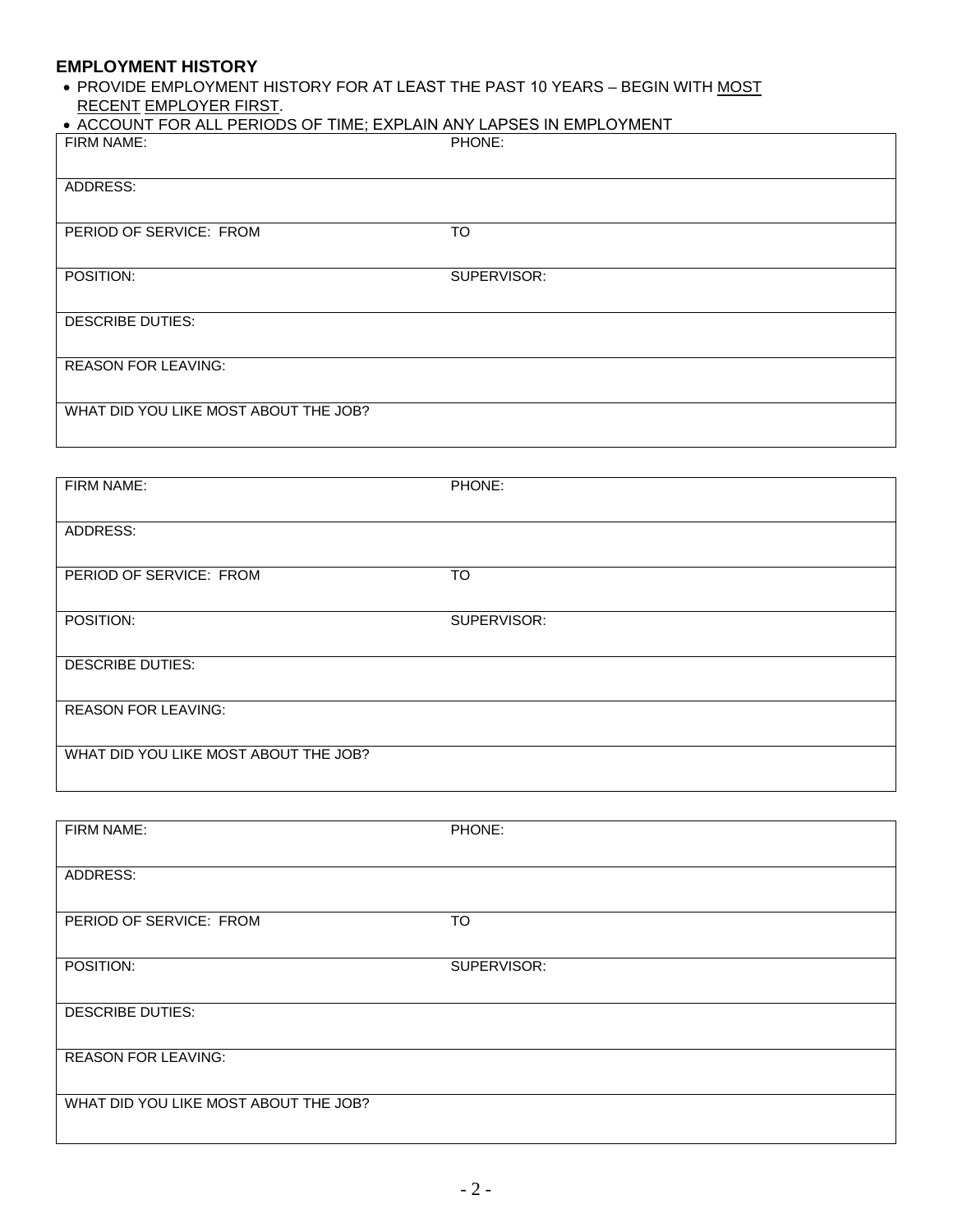## EMPLOYMENT HISTORY

- PROVIDE EMPLOYMENT HISTORY FOR AT LEAST THE PAST 10 YEARS – BEGIN WITH MOST RECENT EMPLOYER FIRST.
- ACCOUNT FOR ALL PERIODS OF TIME; EXPLAIN ANY LAPSES IN EMPLOYMENT

| FIRM NAME: | PHONE: |
|---|---|
| ADDRESS: | |
| PERIOD OF SERVICE: FROM | TO |
| POSITION: | SUPERVISOR: |
| DESCRIBE DUTIES: | |
| REASON FOR LEAVING: | |
| WHAT DID YOU LIKE MOST ABOUT THE JOB? | |

| FIRM NAME: | PHONE: |
|---|---|
| ADDRESS: | |
| PERIOD OF SERVICE: FROM | TO |
| POSITION: | SUPERVISOR: |
| DESCRIBE DUTIES: | |
| REASON FOR LEAVING: | |
| WHAT DID YOU LIKE MOST ABOUT THE JOB? | |

| FIRM NAME: | PHONE: |
|---|---|
| ADDRESS: | |
| PERIOD OF SERVICE: FROM | TO |
| POSITION: | SUPERVISOR: |
| DESCRIBE DUTIES: | |
| REASON FOR LEAVING: | |
| WHAT DID YOU LIKE MOST ABOUT THE JOB? | |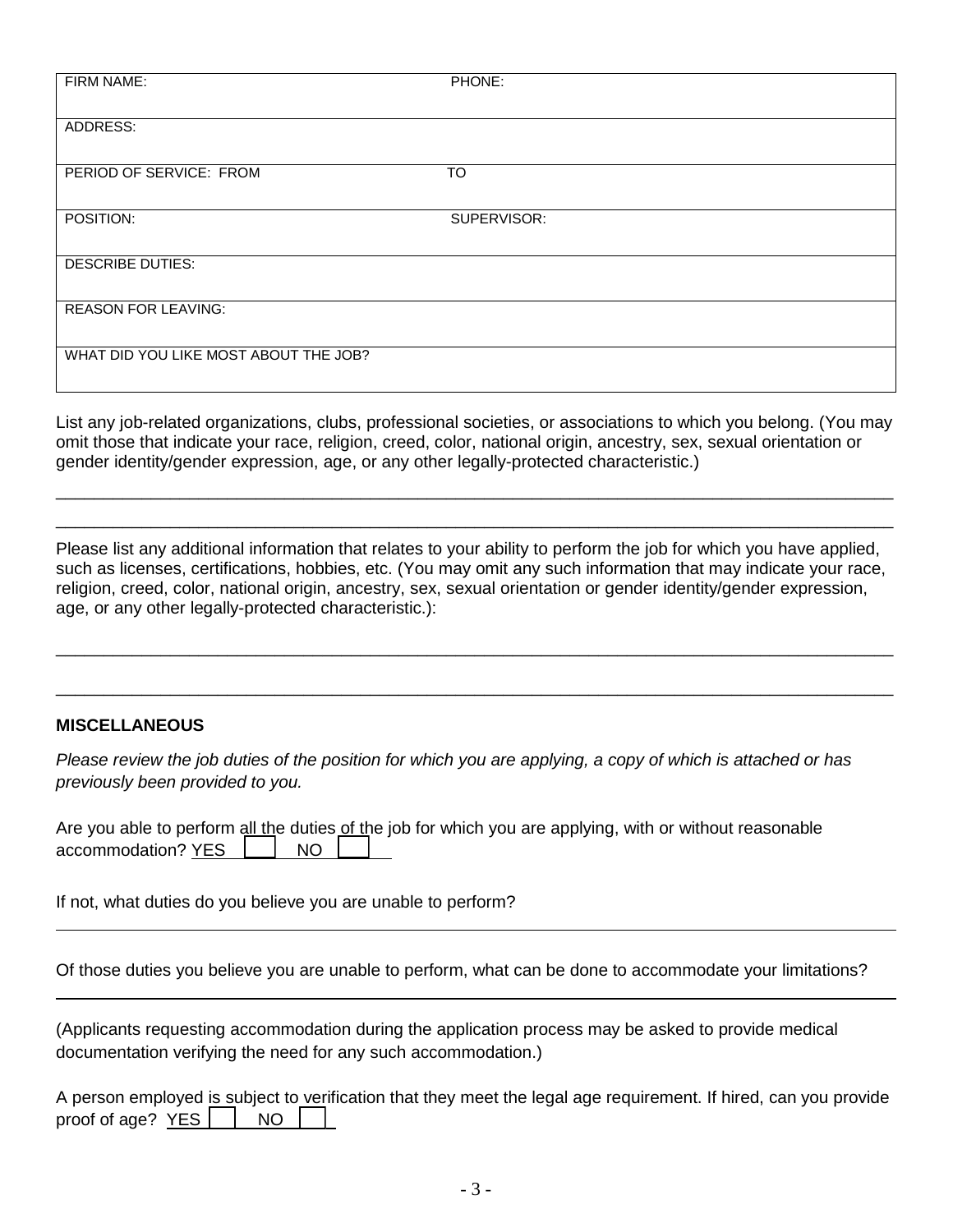| FIRM NAME: | PHONE: |
|---|---|
| ADDRESS: | |
| PERIOD OF SERVICE: FROM | TO |
| POSITION: | SUPERVISOR: |
| DESCRIBE DUTIES: | |
| REASON FOR LEAVING: | |
| WHAT DID YOU LIKE MOST ABOUT THE JOB? | |

List any job-related organizations, clubs, professional societies, or associations to which you belong. (You may omit those that indicate your race, religion, creed, color, national origin, ancestry, sex, sexual orientation or gender identity/gender expression, age, or any other legally-protected characteristic.)

_______________________________________________________________________________

_______________________________________________________________________________

Please list any additional information that relates to your ability to perform the job for which you have applied, such as licenses, certifications, hobbies, etc. (You may omit any such information that may indicate your race, religion, creed, color, national origin, ancestry, sex, sexual orientation or gender identity/gender expression, age, or any other legally-protected characteristic.):

_______________________________________________________________________________

_______________________________________________________________________________

## MISCELLANEOUS

*Please review the job duties of the position for which you are applying, a copy of which is attached or has previously been provided to you.*

Are you able to perform all the duties of the job for which you are applying, with or without reasonable accommodation? YES ☐ NO ☐

If not, what duties do you believe you are unable to perform?

_______________________________________________________________________________

Of those duties you believe you are unable to perform, what can be done to accommodate your limitations?

_______________________________________________________________________________

(Applicants requesting accommodation during the application process may be asked to provide medical documentation verifying the need for any such accommodation.)

A person employed is subject to verification that they meet the legal age requirement. If hired, can you provide proof of age? YES ☐ NO ☐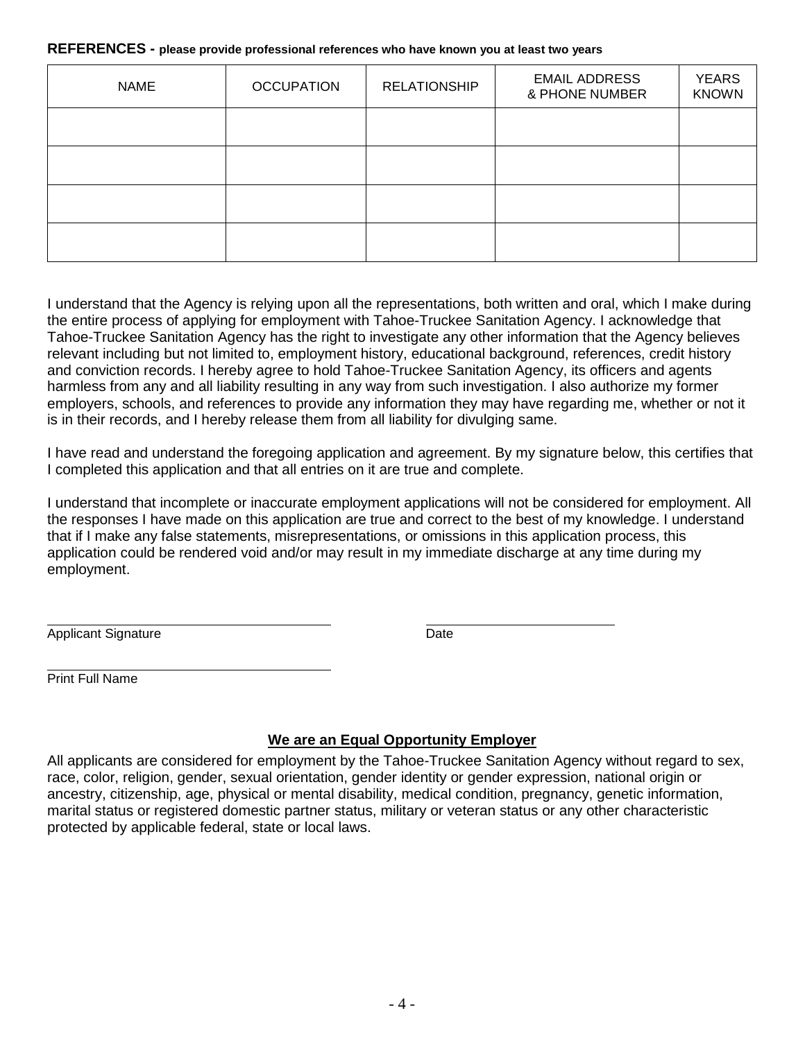**REFERENCES -** **please provide professional references who have known you at least two years**

| NAME | OCCUPATION | RELATIONSHIP | EMAIL ADDRESS & PHONE NUMBER | YEARS KNOWN |
|---|---|---|---|---|
| | | | | |
| | | | | |
| | | | | |
| | | | | |

I understand that the Agency is relying upon all the representations, both written and oral, which I make during the entire process of applying for employment with Tahoe-Truckee Sanitation Agency. I acknowledge that Tahoe-Truckee Sanitation Agency has the right to investigate any other information that the Agency believes relevant including but not limited to, employment history, educational background, references, credit history and conviction records. I hereby agree to hold Tahoe-Truckee Sanitation Agency, its officers and agents harmless from any and all liability resulting in any way from such investigation. I also authorize my former employers, schools, and references to provide any information they may have regarding me, whether or not it is in their records, and I hereby release them from all liability for divulging same.

I have read and understand the foregoing application and agreement. By my signature below, this certifies that I completed this application and that all entries on it are true and complete.

I understand that incomplete or inaccurate employment applications will not be considered for employment. All the responses I have made on this application are true and correct to the best of my knowledge. I understand that if I make any false statements, misrepresentations, or omissions in this application process, this application could be rendered void and/or may result in my immediate discharge at any time during my employment.

Applicant Signature ______________________ Date ______________________

Print Full Name ______________________

**We are an Equal Opportunity Employer**

All applicants are considered for employment by the Tahoe-Truckee Sanitation Agency without regard to sex, race, color, religion, gender, sexual orientation, gender identity or gender expression, national origin or ancestry, citizenship, age, physical or mental disability, medical condition, pregnancy, genetic information, marital status or registered domestic partner status, military or veteran status or any other characteristic protected by applicable federal, state or local laws.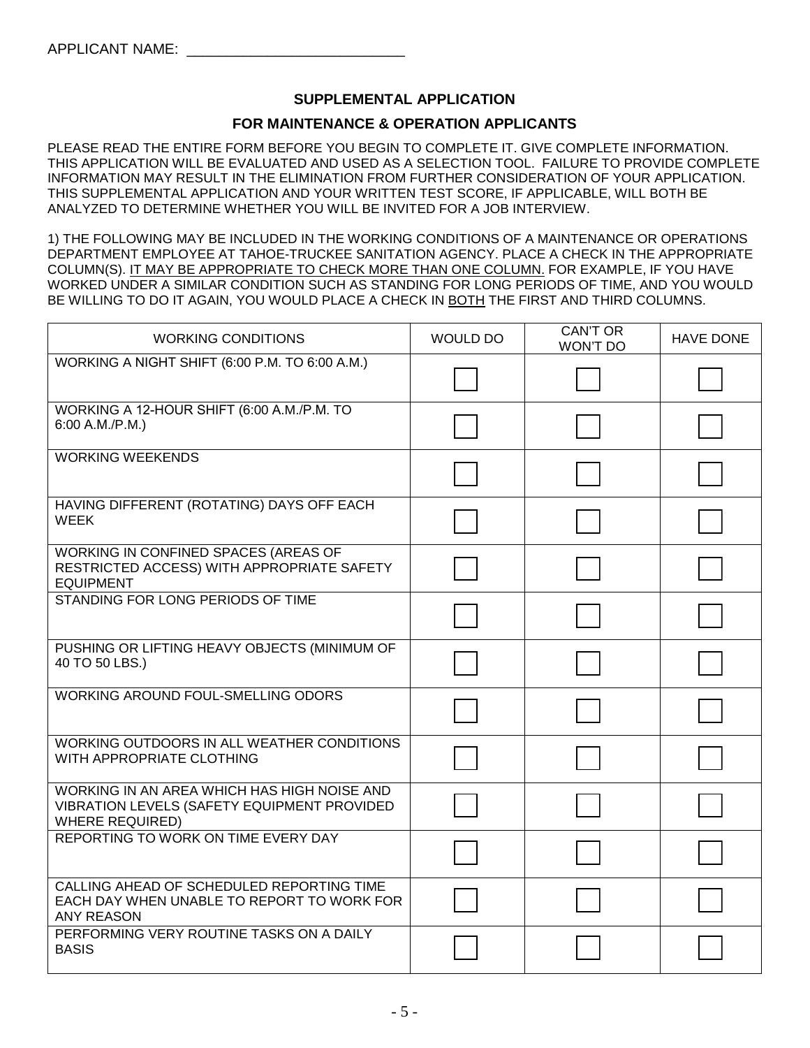APPLICANT NAME: ___________________________

## SUPPLEMENTAL APPLICATION

## FOR MAINTENANCE & OPERATION APPLICANTS

PLEASE READ THE ENTIRE FORM BEFORE YOU BEGIN TO COMPLETE IT. GIVE COMPLETE INFORMATION. THIS APPLICATION WILL BE EVALUATED AND USED AS A SELECTION TOOL. FAILURE TO PROVIDE COMPLETE INFORMATION MAY RESULT IN THE ELIMINATION FROM FURTHER CONSIDERATION OF YOUR APPLICATION. THIS SUPPLEMENTAL APPLICATION AND YOUR WRITTEN TEST SCORE, IF APPLICABLE, WILL BOTH BE ANALYZED TO DETERMINE WHETHER YOU WILL BE INVITED FOR A JOB INTERVIEW.

1) THE FOLLOWING MAY BE INCLUDED IN THE WORKING CONDITIONS OF A MAINTENANCE OR OPERATIONS DEPARTMENT EMPLOYEE AT TAHOE-TRUCKEE SANITATION AGENCY. PLACE A CHECK IN THE APPROPRIATE COLUMN(S). <u>IT MAY BE APPROPRIATE TO CHECK MORE THAN ONE COLUMN.</u> FOR EXAMPLE, IF YOU HAVE WORKED UNDER A SIMILAR CONDITION SUCH AS STANDING FOR LONG PERIODS OF TIME, AND YOU WOULD BE WILLING TO DO IT AGAIN, YOU WOULD PLACE A CHECK IN <u>BOTH</u> THE FIRST AND THIRD COLUMNS.

| WORKING CONDITIONS | WOULD DO | CAN'T OR WON'T DO | HAVE DONE |
|---|---|---|---|
| WORKING A NIGHT SHIFT (6:00 P.M. TO 6:00 A.M.) | ☐ | ☐ | ☐ |
| WORKING A 12-HOUR SHIFT (6:00 A.M./P.M. TO 6:00 A.M./P.M.) | ☐ | ☐ | ☐ |
| WORKING WEEKENDS | ☐ | ☐ | ☐ |
| HAVING DIFFERENT (ROTATING) DAYS OFF EACH WEEK | ☐ | ☐ | ☐ |
| WORKING IN CONFINED SPACES (AREAS OF RESTRICTED ACCESS) WITH APPROPRIATE SAFETY EQUIPMENT | ☐ | ☐ | ☐ |
| STANDING FOR LONG PERIODS OF TIME | ☐ | ☐ | ☐ |
| PUSHING OR LIFTING HEAVY OBJECTS (MINIMUM OF 40 TO 50 LBS.) | ☐ | ☐ | ☐ |
| WORKING AROUND FOUL-SMELLING ODORS | ☐ | ☐ | ☐ |
| WORKING OUTDOORS IN ALL WEATHER CONDITIONS WITH APPROPRIATE CLOTHING | ☐ | ☐ | ☐ |
| WORKING IN AN AREA WHICH HAS HIGH NOISE AND VIBRATION LEVELS (SAFETY EQUIPMENT PROVIDED WHERE REQUIRED) | ☐ | ☐ | ☐ |
| REPORTING TO WORK ON TIME EVERY DAY | ☐ | ☐ | ☐ |
| CALLING AHEAD OF SCHEDULED REPORTING TIME EACH DAY WHEN UNABLE TO REPORT TO WORK FOR ANY REASON | ☐ | ☐ | ☐ |
| PERFORMING VERY ROUTINE TASKS ON A DAILY BASIS | ☐ | ☐ | ☐ |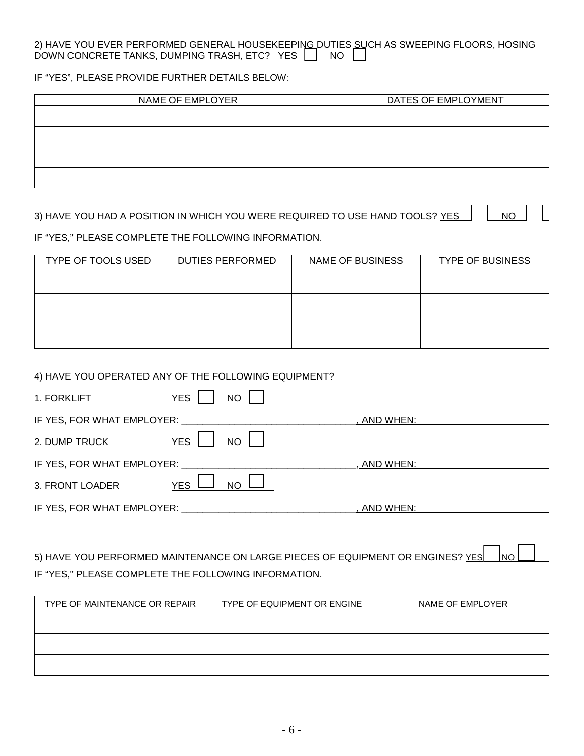2) HAVE YOU EVER PERFORMED GENERAL HOUSEKEEPING DUTIES SUCH AS SWEEPING FLOORS, HOSING DOWN CONCRETE TANKS, DUMPING TRASH, ETC? YES ☐ NO ☐

IF "YES", PLEASE PROVIDE FURTHER DETAILS BELOW:

| NAME OF EMPLOYER | DATES OF EMPLOYMENT |
|---|---|
| | |
| | |
| | |
| | |

3) HAVE YOU HAD A POSITION IN WHICH YOU WERE REQUIRED TO USE HAND TOOLS? YES ☐ NO ☐

IF "YES," PLEASE COMPLETE THE FOLLOWING INFORMATION.

| TYPE OF TOOLS USED | DUTIES PERFORMED | NAME OF BUSINESS | TYPE OF BUSINESS |
|---|---|---|---|
| | | | |
| | | | |
| | | | |

4) HAVE YOU OPERATED ANY OF THE FOLLOWING EQUIPMENT?

1. FORKLIFT YES ☐ NO ☐

IF YES, FOR WHAT EMPLOYER: \_\_\_\_\_\_\_\_\_\_\_\_\_\_\_\_\_\_\_\_\_\_\_\_\_\_\_\_\_\_, AND WHEN: \_\_\_\_\_\_\_\_\_\_\_\_\_\_\_\_\_\_\_\_

2. DUMP TRUCK YES ☐ NO ☐

IF YES, FOR WHAT EMPLOYER: \_\_\_\_\_\_\_\_\_\_\_\_\_\_\_\_\_\_\_\_\_\_\_\_\_\_\_\_\_\_, AND WHEN: \_\_\_\_\_\_\_\_\_\_\_\_\_\_\_\_\_\_\_\_

3. FRONT LOADER YES ☐ NO ☐

IF YES, FOR WHAT EMPLOYER: \_\_\_\_\_\_\_\_\_\_\_\_\_\_\_\_\_\_\_\_\_\_\_\_\_\_\_\_\_\_, AND WHEN: \_\_\_\_\_\_\_\_\_\_\_\_\_\_\_\_\_\_\_\_

5) HAVE YOU PERFORMED MAINTENANCE ON LARGE PIECES OF EQUIPMENT OR ENGINES? YES ☐ NO ☐

IF "YES," PLEASE COMPLETE THE FOLLOWING INFORMATION.

| TYPE OF MAINTENANCE OR REPAIR | TYPE OF EQUIPMENT OR ENGINE | NAME OF EMPLOYER |
|---|---|---|
| | | |
| | | |
| | | |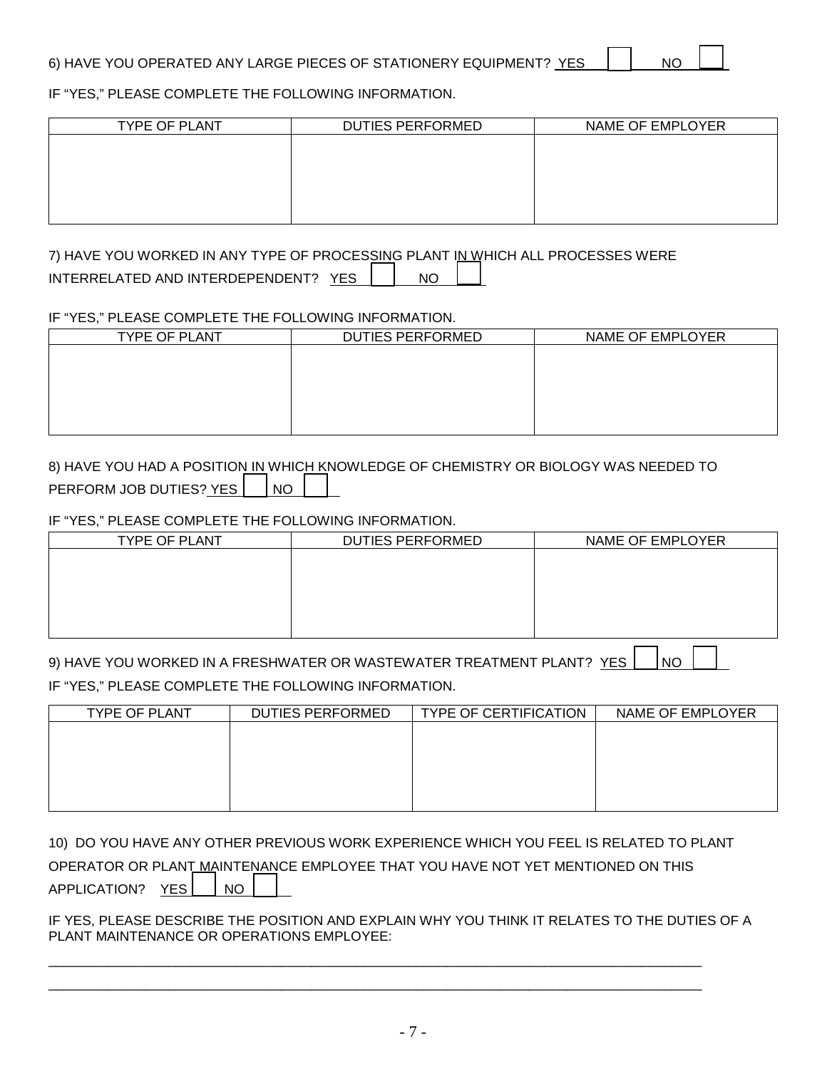6) HAVE YOU OPERATED ANY LARGE PIECES OF STATIONERY EQUIPMENT? YES ☐ NO ☐

IF "YES," PLEASE COMPLETE THE FOLLOWING INFORMATION.

| TYPE OF PLANT | DUTIES PERFORMED | NAME OF EMPLOYER |
|---|---|---|
| | | |

7) HAVE YOU WORKED IN ANY TYPE OF PROCESSING PLANT IN WHICH ALL PROCESSES WERE INTERRELATED AND INTERDEPENDENT? YES ☐ NO ☐

IF "YES," PLEASE COMPLETE THE FOLLOWING INFORMATION.

| TYPE OF PLANT | DUTIES PERFORMED | NAME OF EMPLOYER |
|---|---|---|
| | | |

8) HAVE YOU HAD A POSITION IN WHICH KNOWLEDGE OF CHEMISTRY OR BIOLOGY WAS NEEDED TO PERFORM JOB DUTIES? YES ☐ NO ☐

IF "YES," PLEASE COMPLETE THE FOLLOWING INFORMATION.

| TYPE OF PLANT | DUTIES PERFORMED | NAME OF EMPLOYER |
|---|---|---|
| | | |

9) HAVE YOU WORKED IN A FRESHWATER OR WASTEWATER TREATMENT PLANT? YES ☐ NO ☐

IF "YES," PLEASE COMPLETE THE FOLLOWING INFORMATION.

| TYPE OF PLANT | DUTIES PERFORMED | TYPE OF CERTIFICATION | NAME OF EMPLOYER |
|---|---|---|---|
| | | | |

10) DO YOU HAVE ANY OTHER PREVIOUS WORK EXPERIENCE WHICH YOU FEEL IS RELATED TO PLANT OPERATOR OR PLANT MAINTENANCE EMPLOYEE THAT YOU HAVE NOT YET MENTIONED ON THIS APPLICATION? YES ☐ NO ☐

IF YES, PLEASE DESCRIBE THE POSITION AND EXPLAIN WHY YOU THINK IT RELATES TO THE DUTIES OF A PLANT MAINTENANCE OR OPERATIONS EMPLOYEE:

_____________________________________________________________________________________

_____________________________________________________________________________________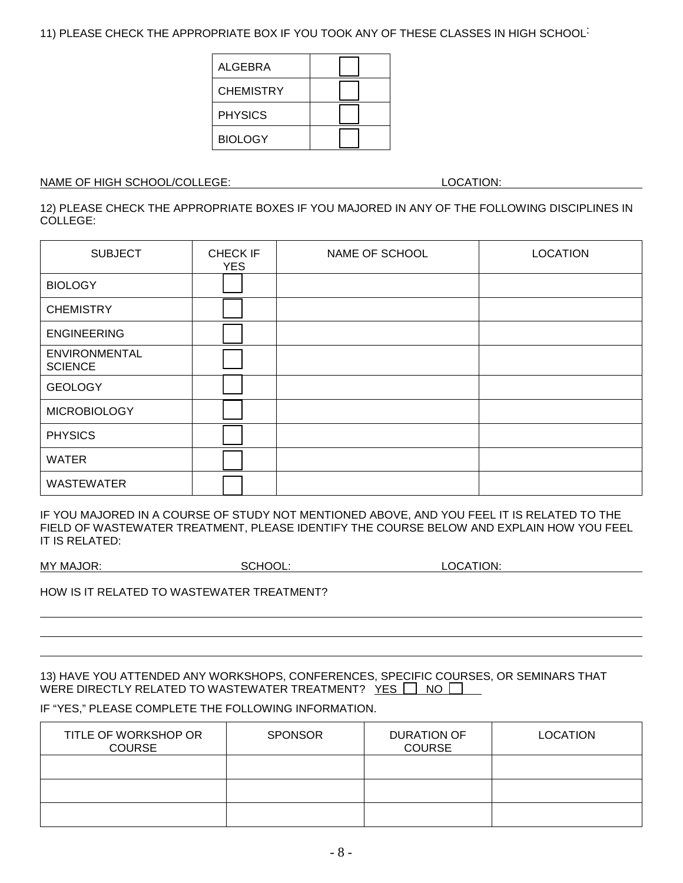11) PLEASE CHECK THE APPROPRIATE BOX IF YOU TOOK ANY OF THESE CLASSES IN HIGH SCHOOL:

| | |
|---|---|
| ALGEBRA | ☐ |
| CHEMISTRY | ☐ |
| PHYSICS | ☐ |
| BIOLOGY | ☐ |

NAME OF HIGH SCHOOL/COLLEGE: \_\_\_\_\_\_\_\_\_\_\_\_\_\_\_\_\_\_\_\_ LOCATION: \_\_\_\_\_\_\_\_\_\_\_\_\_\_\_\_\_\_\_\_

12) PLEASE CHECK THE APPROPRIATE BOXES IF YOU MAJORED IN ANY OF THE FOLLOWING DISCIPLINES IN COLLEGE:

| SUBJECT | CHECK IF YES | NAME OF SCHOOL | LOCATION |
|---|---|---|---|
| BIOLOGY | ☐ | | |
| CHEMISTRY | ☐ | | |
| ENGINEERING | ☐ | | |
| ENVIRONMENTAL SCIENCE | ☐ | | |
| GEOLOGY | ☐ | | |
| MICROBIOLOGY | ☐ | | |
| PHYSICS | ☐ | | |
| WATER | ☐ | | |
| WASTEWATER | ☐ | | |

IF YOU MAJORED IN A COURSE OF STUDY NOT MENTIONED ABOVE, AND YOU FEEL IT IS RELATED TO THE FIELD OF WASTEWATER TREATMENT, PLEASE IDENTIFY THE COURSE BELOW AND EXPLAIN HOW YOU FEEL IT IS RELATED:

MY MAJOR: \_\_\_\_\_\_\_\_\_\_\_\_\_\_\_\_ SCHOOL: \_\_\_\_\_\_\_\_\_\_\_\_\_\_\_\_ LOCATION: \_\_\_\_\_\_\_\_\_\_\_\_\_\_\_\_

HOW IS IT RELATED TO WASTEWATER TREATMENT?

\_\_\_\_\_\_\_\_\_\_\_\_\_\_\_\_\_\_\_\_\_\_\_\_\_\_\_\_\_\_\_\_\_\_\_\_\_\_\_\_\_\_\_\_\_\_\_\_\_\_\_\_\_\_\_\_\_\_\_\_

\_\_\_\_\_\_\_\_\_\_\_\_\_\_\_\_\_\_\_\_\_\_\_\_\_\_\_\_\_\_\_\_\_\_\_\_\_\_\_\_\_\_\_\_\_\_\_\_\_\_\_\_\_\_\_\_\_\_\_\_

\_\_\_\_\_\_\_\_\_\_\_\_\_\_\_\_\_\_\_\_\_\_\_\_\_\_\_\_\_\_\_\_\_\_\_\_\_\_\_\_\_\_\_\_\_\_\_\_\_\_\_\_\_\_\_\_\_\_\_\_

13) HAVE YOU ATTENDED ANY WORKSHOPS, CONFERENCES, SPECIFIC COURSES, OR SEMINARS THAT WERE DIRECTLY RELATED TO WASTEWATER TREATMENT? YES ☐ NO ☐

IF "YES," PLEASE COMPLETE THE FOLLOWING INFORMATION.

| TITLE OF WORKSHOP OR COURSE | SPONSOR | DURATION OF COURSE | LOCATION |
|---|---|---|---|
| | | | |
| | | | |
| | | | |